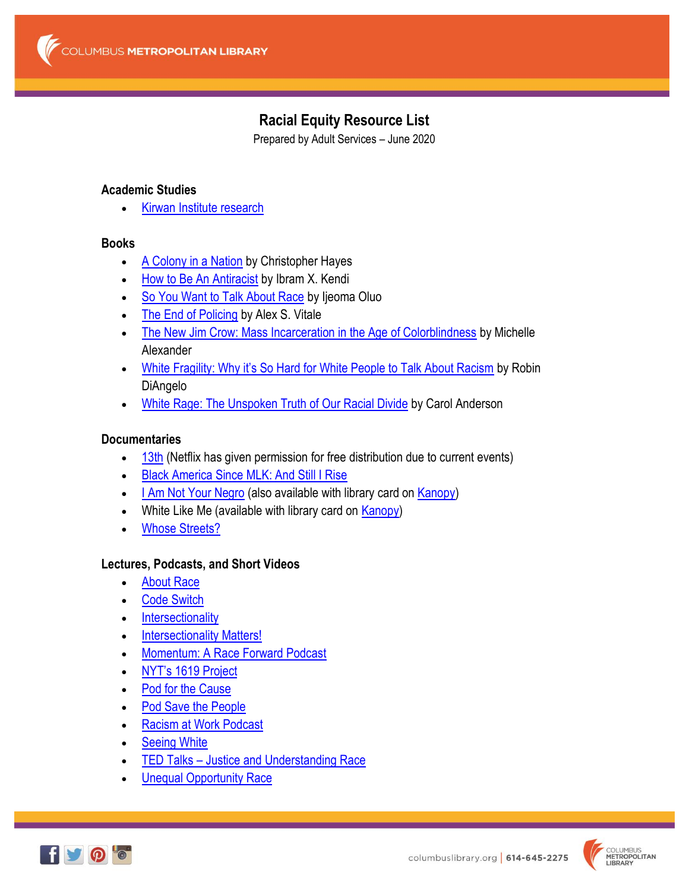# Racial Equity Resource List

Prepared by Adult Services – June 2020

## Academic Studies

- Kirwan Institute research

## Books

- A Colony in a Nation by Christopher Hayes
- How to Be An Antiracist by Ibram X. Kendi
- So You Want to Talk About Race by Ijeoma Oluo
- The End of Policing by Alex S. Vitale
- The New Jim Crow: Mass Incarceration in the Age of Colorblindness by Michelle Alexander
- White Fragility: Why it's So Hard for White People to Talk About Racism by Robin DiAngelo
- White Rage: The Unspoken Truth of Our Racial Divide by Carol Anderson

## Documentaries

- 13th (Netflix has given permission for free distribution due to current events)
- Black America Since MLK: And Still I Rise
- I Am Not Your Negro (also available with library card on Kanopy)
- White Like Me (available with library card on Kanopy)
- Whose Streets?

## Lectures, Podcasts, and Short Videos

- About Race
- Code Switch
- Intersectionality
- Intersectionality Matters!
- Momentum: A Race Forward Podcast
- NYT's 1619 Project
- Pod for the Cause
- Pod Save the People
- Racism at Work Podcast
- Seeing White
- TED Talks – Justice and Understanding Race
- Unequal Opportunity Race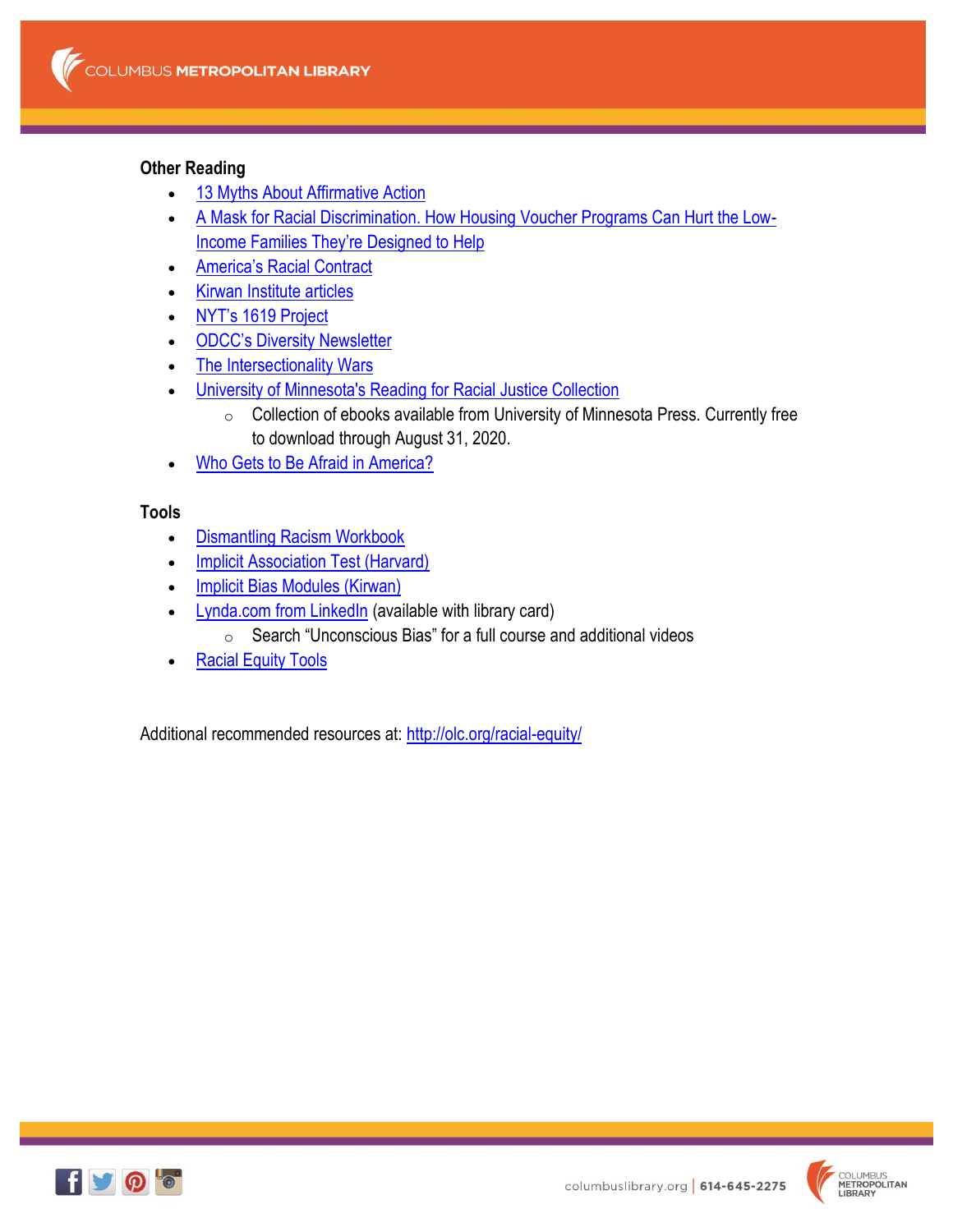## Other Reading

- 13 Myths About Affirmative Action
- A Mask for Racial Discrimination. How Housing Voucher Programs Can Hurt the Low-Income Families They're Designed to Help
- America's Racial Contract
- Kirwan Institute articles
- NYT's 1619 Project
- ODCC's Diversity Newsletter
- The Intersectionality Wars
- University of Minnesota's Reading for Racial Justice Collection
    - Collection of ebooks available from University of Minnesota Press. Currently free to download through August 31, 2020.
- Who Gets to Be Afraid in America?

## Tools

- Dismantling Racism Workbook
- Implicit Association Test (Harvard)
- Implicit Bias Modules (Kirwan)
- Lynda.com from LinkedIn (available with library card)
    - Search "Unconscious Bias" for a full course and additional videos
- Racial Equity Tools

Additional recommended resources at: http://olc.org/racial-equity/